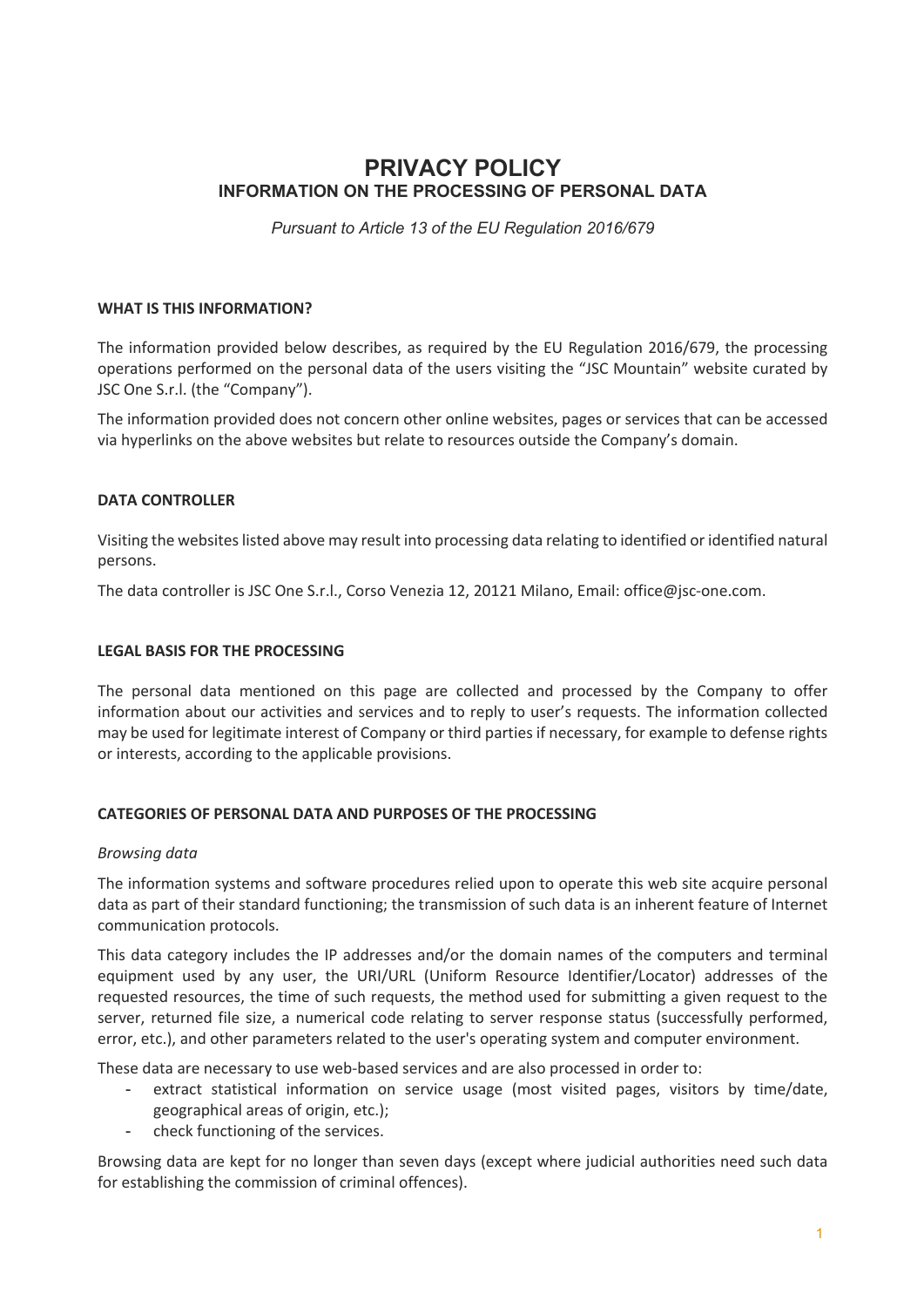# PRIVACY POLICY
## INFORMATION ON THE PROCESSING OF PERSONAL DATA

*Pursuant to Article 13 of the EU Regulation 2016/679*

### WHAT IS THIS INFORMATION?

The information provided below describes, as required by the EU Regulation 2016/679, the processing operations performed on the personal data of the users visiting the "JSC Mountain" website curated by JSC One S.r.l. (the "Company").

The information provided does not concern other online websites, pages or services that can be accessed via hyperlinks on the above websites but relate to resources outside the Company's domain.

### DATA CONTROLLER

Visiting the websites listed above may result into processing data relating to identified or identified natural persons.

The data controller is JSC One S.r.l., Corso Venezia 12, 20121 Milano, Email: office@jsc-one.com.

### LEGAL BASIS FOR THE PROCESSING

The personal data mentioned on this page are collected and processed by the Company to offer information about our activities and services and to reply to user's requests. The information collected may be used for legitimate interest of Company or third parties if necessary, for example to defense rights or interests, according to the applicable provisions.

### CATEGORIES OF PERSONAL DATA AND PURPOSES OF THE PROCESSING

*Browsing data*

The information systems and software procedures relied upon to operate this web site acquire personal data as part of their standard functioning; the transmission of such data is an inherent feature of Internet communication protocols.

This data category includes the IP addresses and/or the domain names of the computers and terminal equipment used by any user, the URI/URL (Uniform Resource Identifier/Locator) addresses of the requested resources, the time of such requests, the method used for submitting a given request to the server, returned file size, a numerical code relating to server response status (successfully performed, error, etc.), and other parameters related to the user's operating system and computer environment.

These data are necessary to use web-based services and are also processed in order to:

- extract statistical information on service usage (most visited pages, visitors by time/date, geographical areas of origin, etc.);
- check functioning of the services.

Browsing data are kept for no longer than seven days (except where judicial authorities need such data for establishing the commission of criminal offences).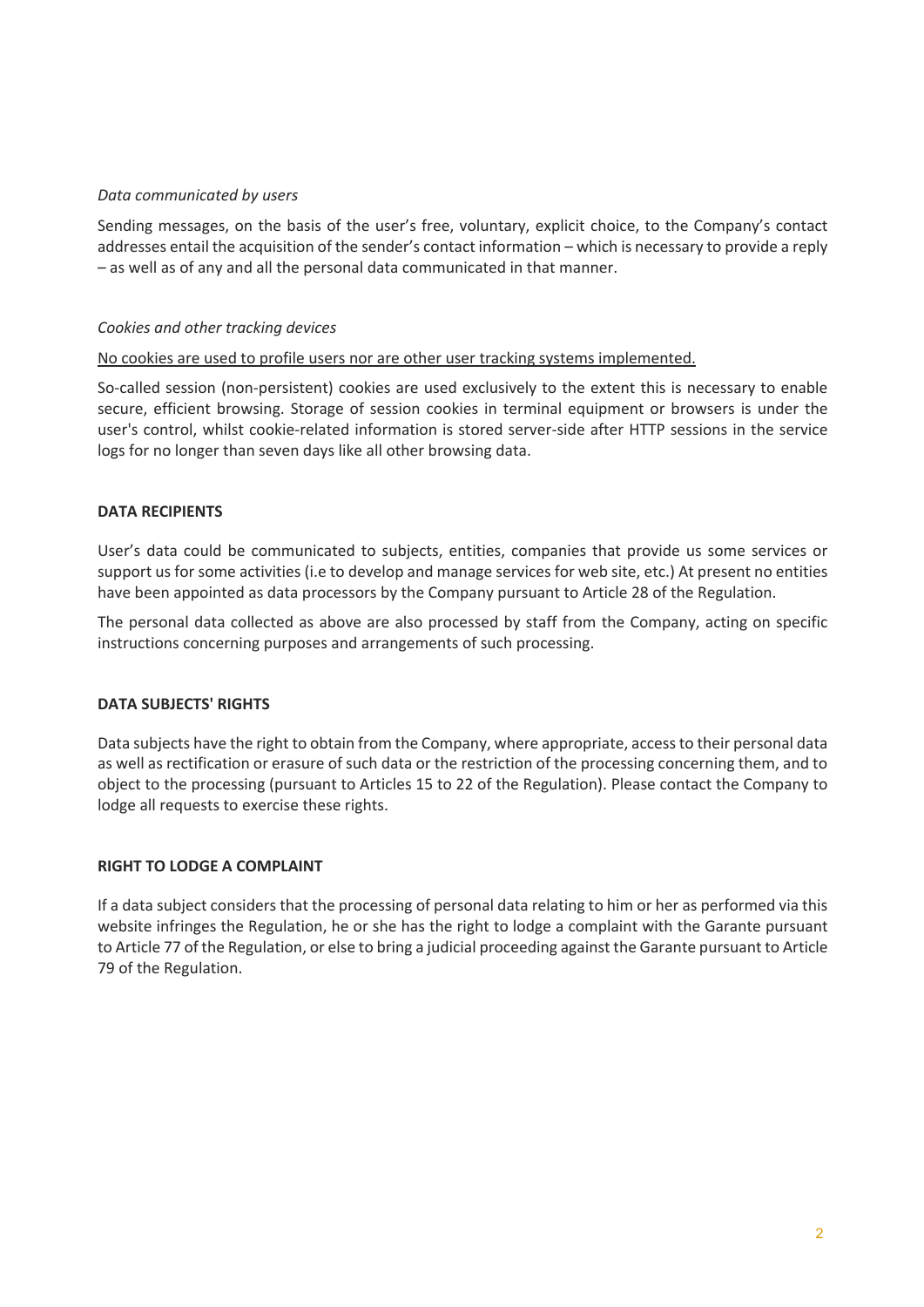*Data communicated by users*

Sending messages, on the basis of the user's free, voluntary, explicit choice, to the Company's contact addresses entail the acquisition of the sender's contact information – which is necessary to provide a reply – as well as of any and all the personal data communicated in that manner.

*Cookies and other tracking devices*

<u>No cookies are used to profile users nor are other user tracking systems implemented.</u>

So-called session (non-persistent) cookies are used exclusively to the extent this is necessary to enable secure, efficient browsing. Storage of session cookies in terminal equipment or browsers is under the user's control, whilst cookie-related information is stored server-side after HTTP sessions in the service logs for no longer than seven days like all other browsing data.

**DATA RECIPIENTS**

User's data could be communicated to subjects, entities, companies that provide us some services or support us for some activities (i.e to develop and manage services for web site, etc.) At present no entities have been appointed as data processors by the Company pursuant to Article 28 of the Regulation.

The personal data collected as above are also processed by staff from the Company, acting on specific instructions concerning purposes and arrangements of such processing.

**DATA SUBJECTS' RIGHTS**

Data subjects have the right to obtain from the Company, where appropriate, access to their personal data as well as rectification or erasure of such data or the restriction of the processing concerning them, and to object to the processing (pursuant to Articles 15 to 22 of the Regulation). Please contact the Company to lodge all requests to exercise these rights.

**RIGHT TO LODGE A COMPLAINT**

If a data subject considers that the processing of personal data relating to him or her as performed via this website infringes the Regulation, he or she has the right to lodge a complaint with the Garante pursuant to Article 77 of the Regulation, or else to bring a judicial proceeding against the Garante pursuant to Article 79 of the Regulation.